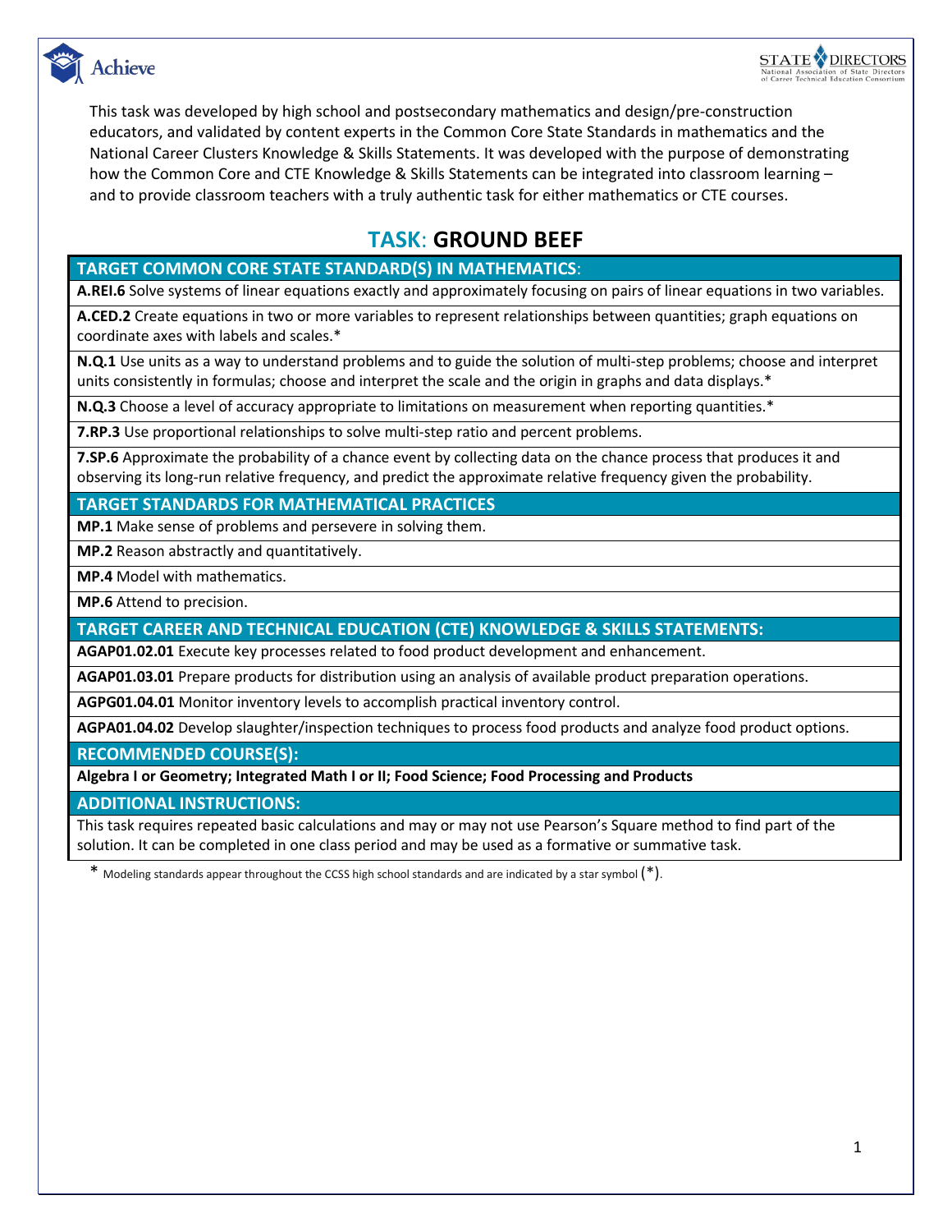This task was developed by high school and postsecondary mathematics and design/pre-construction educators, and validated by content experts in the Common Core State Standards in mathematics and the National Career Clusters Knowledge & Skills Statements. It was developed with the purpose of demonstrating how the Common Core and CTE Knowledge & Skills Statements can be integrated into classroom learning – and to provide classroom teachers with a truly authentic task for either mathematics or CTE courses.

# TASK: GROUND BEEF

| TARGET COMMON CORE STATE STANDARD(S) IN MATHEMATICS: |
|---|
| **A.REI.6** Solve systems of linear equations exactly and approximately focusing on pairs of linear equations in two variables. |
| **A.CED.2** Create equations in two or more variables to represent relationships between quantities; graph equations on coordinate axes with labels and scales.* |
| **N.Q.1** Use units as a way to understand problems and to guide the solution of multi-step problems; choose and interpret units consistently in formulas; choose and interpret the scale and the origin in graphs and data displays.* |
| **N.Q.3** Choose a level of accuracy appropriate to limitations on measurement when reporting quantities.* |
| **7.RP.3** Use proportional relationships to solve multi-step ratio and percent problems. |
| **7.SP.6** Approximate the probability of a chance event by collecting data on the chance process that produces it and observing its long-run relative frequency, and predict the approximate relative frequency given the probability. |
| **TARGET STANDARDS FOR MATHEMATICAL PRACTICES** |
| **MP.1** Make sense of problems and persevere in solving them. |
| **MP.2** Reason abstractly and quantitatively. |
| **MP.4** Model with mathematics. |
| **MP.6** Attend to precision. |
| **TARGET CAREER AND TECHNICAL EDUCATION (CTE) KNOWLEDGE & SKILLS STATEMENTS:** |
| **AGAP01.02.01** Execute key processes related to food product development and enhancement. |
| **AGAP01.03.01** Prepare products for distribution using an analysis of available product preparation operations. |
| **AGPG01.04.01** Monitor inventory levels to accomplish practical inventory control. |
| **AGPA01.04.02** Develop slaughter/inspection techniques to process food products and analyze food product options. |
| **RECOMMENDED COURSE(S):** |
| **Algebra I or Geometry; Integrated Math I or II; Food Science; Food Processing and Products** |
| **ADDITIONAL INSTRUCTIONS:** |
| This task requires repeated basic calculations and may or may not use Pearson's Square method to find part of the solution. It can be completed in one class period and may be used as a formative or summative task. |

* Modeling standards appear throughout the CCSS high school standards and are indicated by a star symbol (*).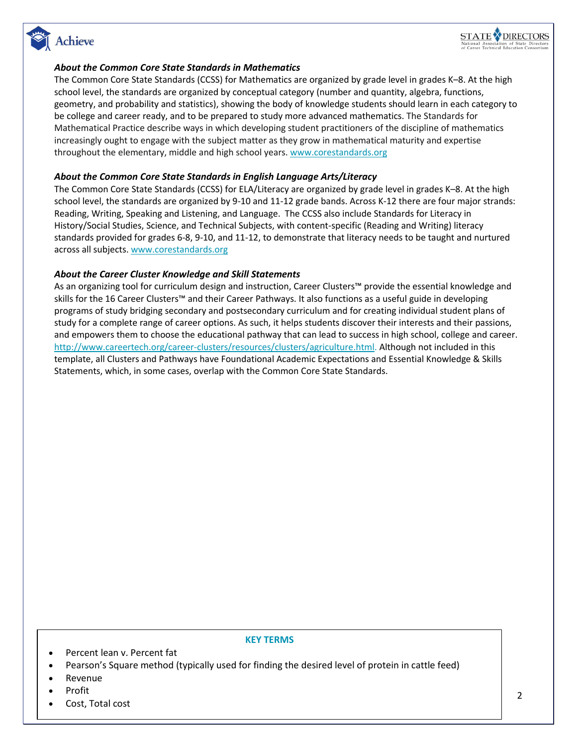### *About the Common Core State Standards in Mathematics*

The Common Core State Standards (CCSS) for Mathematics are organized by grade level in grades K–8. At the high school level, the standards are organized by conceptual category (number and quantity, algebra, functions, geometry, and probability and statistics), showing the body of knowledge students should learn in each category to be college and career ready, and to be prepared to study more advanced mathematics. The Standards for Mathematical Practice describe ways in which developing student practitioners of the discipline of mathematics increasingly ought to engage with the subject matter as they grow in mathematical maturity and expertise throughout the elementary, middle and high school years. www.corestandards.org

### *About the Common Core State Standards in English Language Arts/Literacy*

The Common Core State Standards (CCSS) for ELA/Literacy are organized by grade level in grades K–8. At the high school level, the standards are organized by 9-10 and 11-12 grade bands. Across K-12 there are four major strands: Reading, Writing, Speaking and Listening, and Language. The CCSS also include Standards for Literacy in History/Social Studies, Science, and Technical Subjects, with content-specific (Reading and Writing) literacy standards provided for grades 6-8, 9-10, and 11-12, to demonstrate that literacy needs to be taught and nurtured across all subjects. www.corestandards.org

### *About the Career Cluster Knowledge and Skill Statements*

As an organizing tool for curriculum design and instruction, Career Clusters™ provide the essential knowledge and skills for the 16 Career Clusters™ and their Career Pathways. It also functions as a useful guide in developing programs of study bridging secondary and postsecondary curriculum and for creating individual student plans of study for a complete range of career options. As such, it helps students discover their interests and their passions, and empowers them to choose the educational pathway that can lead to success in high school, college and career. http://www.careertech.org/career-clusters/resources/clusters/agriculture.html. Although not included in this template, all Clusters and Pathways have Foundational Academic Expectations and Essential Knowledge & Skills Statements, which, in some cases, overlap with the Common Core State Standards.

**KEY TERMS**

- Percent lean v. Percent fat
- Pearson's Square method (typically used for finding the desired level of protein in cattle feed)
- Revenue
- Profit
- Cost, Total cost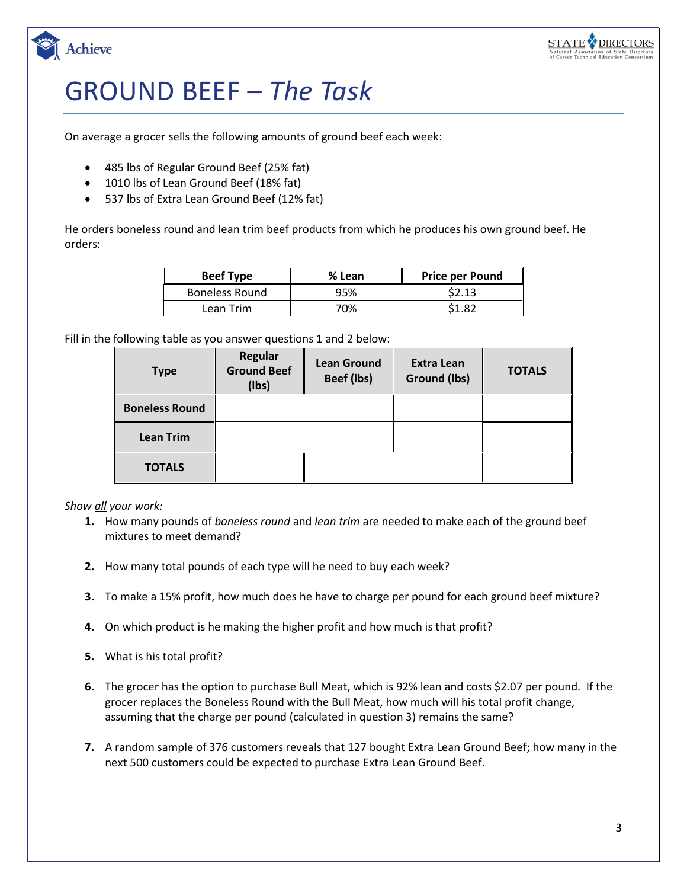# GROUND BEEF – *The Task*

On average a grocer sells the following amounts of ground beef each week:

- 485 lbs of Regular Ground Beef (25% fat)
- 1010 lbs of Lean Ground Beef (18% fat)
- 537 lbs of Extra Lean Ground Beef (12% fat)

He orders boneless round and lean trim beef products from which he produces his own ground beef. He orders:

| Beef Type | % Lean | Price per Pound |
|---|---|---|
| Boneless Round | 95% | $2.13 |
| Lean Trim | 70% | $1.82 |

Fill in the following table as you answer questions 1 and 2 below:

| Type | Regular Ground Beef (lbs) | Lean Ground Beef (lbs) | Extra Lean Ground (lbs) | TOTALS |
|---|---|---|---|---|
| **Boneless Round** | | | | |
| **Lean Trim** | | | | |
| **TOTALS** | | | | |

*Show all your work:*

1. How many pounds of *boneless round* and *lean trim* are needed to make each of the ground beef mixtures to meet demand?

2. How many total pounds of each type will he need to buy each week?

3. To make a 15% profit, how much does he have to charge per pound for each ground beef mixture?

4. On which product is he making the higher profit and how much is that profit?

5. What is his total profit?

6. The grocer has the option to purchase Bull Meat, which is 92% lean and costs $2.07 per pound. If the grocer replaces the Boneless Round with the Bull Meat, how much will his total profit change, assuming that the charge per pound (calculated in question 3) remains the same?

7. A random sample of 376 customers reveals that 127 bought Extra Lean Ground Beef; how many in the next 500 customers could be expected to purchase Extra Lean Ground Beef.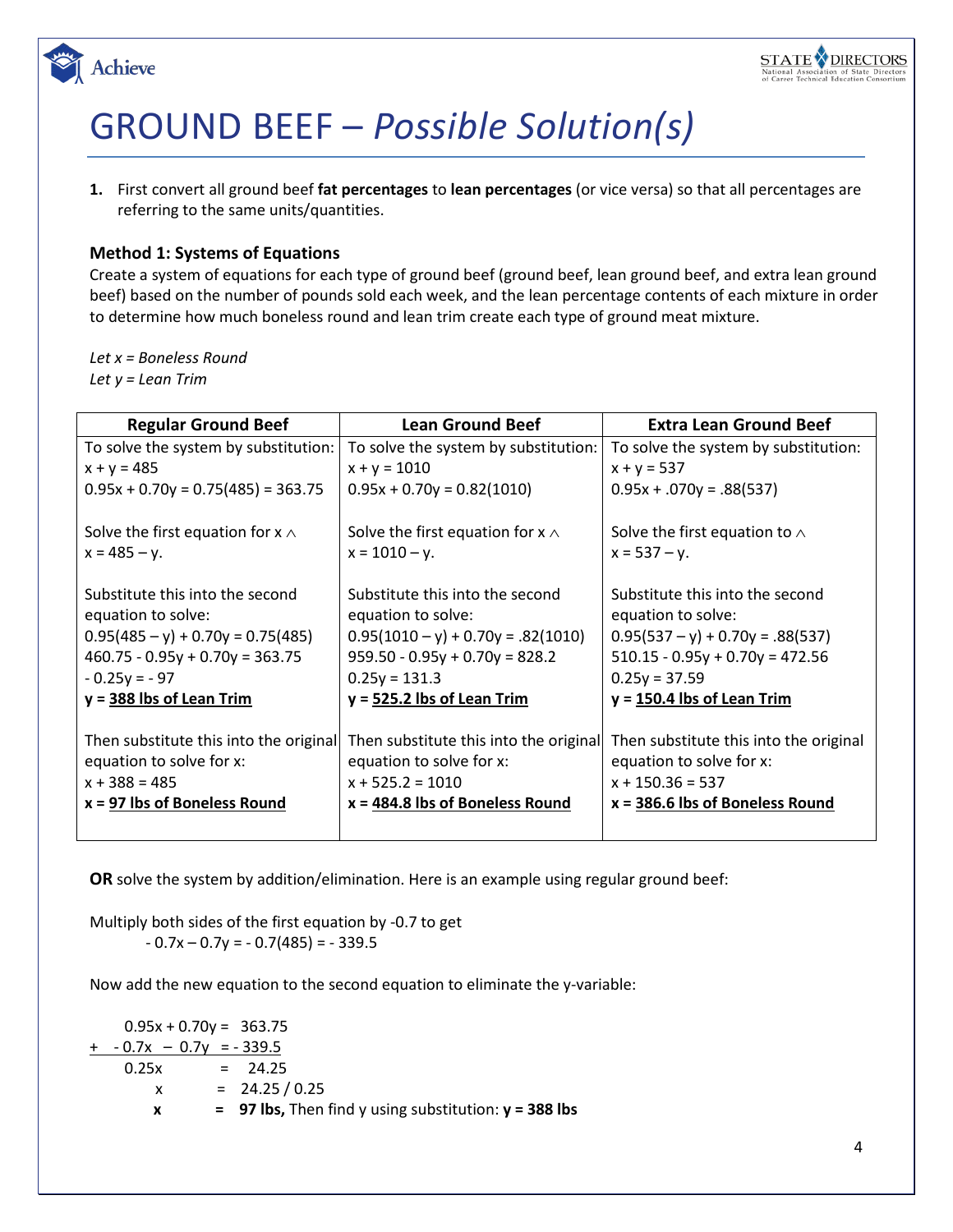// GROUND BEEF – *Possible Solution(s)*

1. First convert all ground beef **fat percentages** to **lean percentages** (or vice versa) so that all percentages are referring to the same units/quantities.

### Method 1: Systems of Equations

Create a system of equations for each type of ground beef (ground beef, lean ground beef, and extra lean ground beef) based on the number of pounds sold each week, and the lean percentage contents of each mixture in order to determine how much boneless round and lean trim create each type of ground meat mixture.

*Let x = Boneless Round*
*Let y = Lean Trim*

| Regular Ground Beef | Lean Ground Beef | Extra Lean Ground Beef |
|---|---|---|
| To solve the system by substitution:<br>$x + y = 485$<br>$0.95x + 0.70y = 0.75(485) = 363.75$<br><br>Solve the first equation for x ∧<br>$x = 485 – y$.<br><br>Substitute this into the second equation to solve:<br>$0.95(485 – y) + 0.70y = 0.75(485)$<br>$460.75 - 0.95y + 0.70y = 363.75$<br>$- 0.25y = - 97$<br>**y = <u>388 lbs of Lean Trim</u>**<br><br>Then substitute this into the original equation to solve for x:<br>$x + 388 = 485$<br>**x = <u>97 lbs of Boneless Round</u>** | To solve the system by substitution:<br>$x + y = 1010$<br>$0.95x + 0.70y = 0.82(1010)$<br><br>Solve the first equation for x ∧<br>$x = 1010 – y$.<br><br>Substitute this into the second equation to solve:<br>$0.95(1010 – y) + 0.70y = .82(1010)$<br>$959.50 - 0.95y + 0.70y = 828.2$<br>$0.25y = 131.3$<br>**y = <u>525.2 lbs of Lean Trim</u>**<br><br>Then substitute this into the original equation to solve for x:<br>$x + 525.2 = 1010$<br>**x = <u>484.8 lbs of Boneless Round</u>** | To solve the system by substitution:<br>$x + y = 537$<br>$0.95x + .070y = .88(537)$<br><br>Solve the first equation to ∧<br>$x = 537 – y$.<br><br>Substitute this into the second equation to solve:<br>$0.95(537 – y) + 0.70y = .88(537)$<br>$510.15 - 0.95y + 0.70y = 472.56$<br>$0.25y = 37.59$<br>**y = <u>150.4 lbs of Lean Trim</u>**<br><br>Then substitute this into the original equation to solve for x:<br>$x + 150.36 = 537$<br>**x = <u>386.6 lbs of Boneless Round</u>** |

**OR** solve the system by addition/elimination. Here is an example using regular ground beef:

Multiply both sides of the first equation by -0.7 to get

$$- 0.7x – 0.7y = - 0.7(485) = - 339.5$$

Now add the new equation to the second equation to eliminate the y-variable:

$$
\begin{array}{rl}
0.95x + 0.70y = & 363.75 \\
+ \quad - 0.7x \; – \; 0.7y \; = & - 339.5 \\
\hline
0.25x \quad = & 24.25 \\
x \quad = & 24.25 / 0.25 \\
\mathbf{x} \quad = & \mathbf{97\ lbs,}
\end{array}
$$

**x = 97 lbs,** Then find y using substitution: **y = 388 lbs**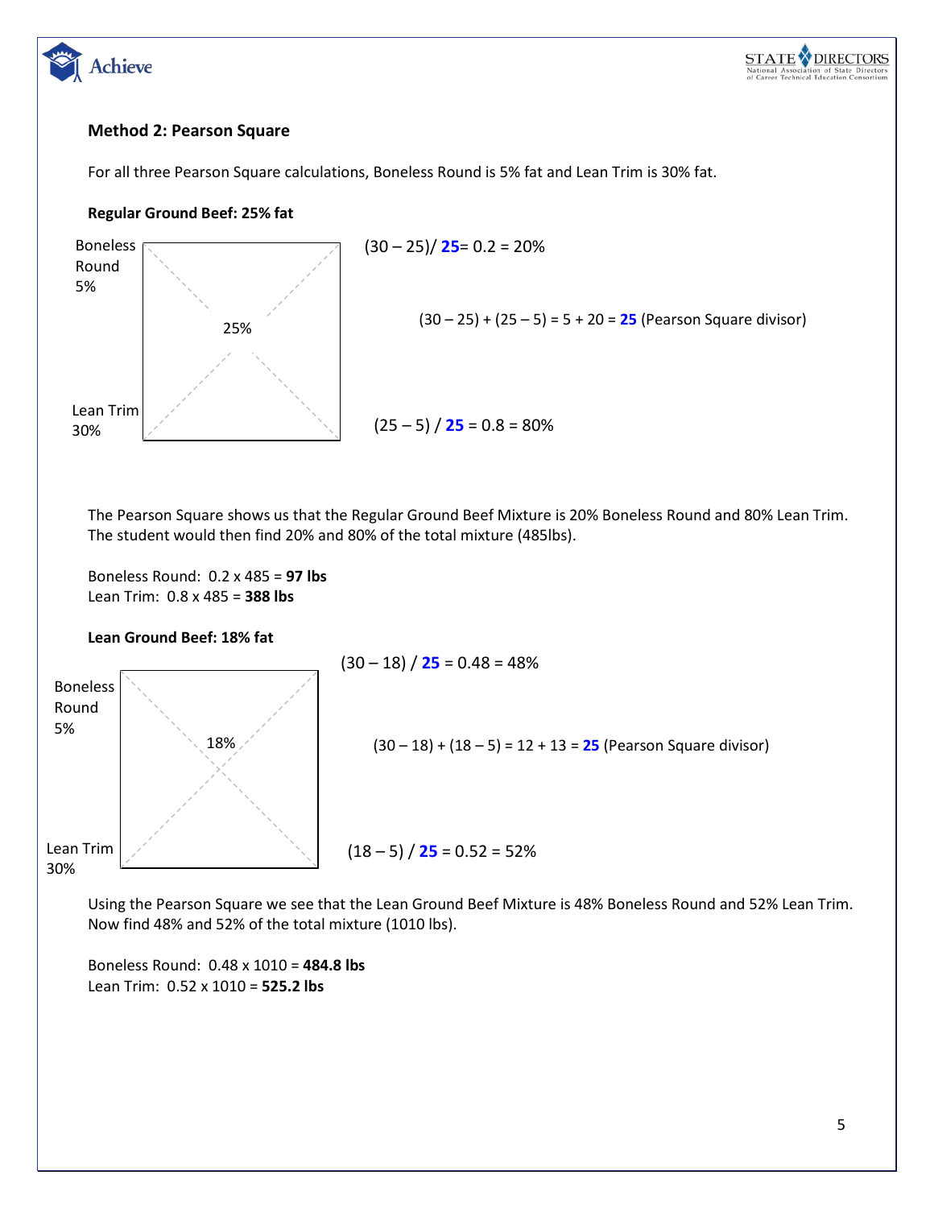### Method 2: Pearson Square

For all three Pearson Square calculations, Boneless Round is 5% fat and Lean Trim is 30% fat.

**Regular Ground Beef: 25% fat**

Boneless Round 5%

25%

Lean Trim 30%

(30 – 25)/ **25**= 0.2 = 20%

(30 – 25) + (25 – 5) = 5 + 20 = **25** (Pearson Square divisor)

(25 – 5) / **25** = 0.8 = 80%

The Pearson Square shows us that the Regular Ground Beef Mixture is 20% Boneless Round and 80% Lean Trim. The student would then find 20% and 80% of the total mixture (485lbs).

Boneless Round: 0.2 x 485 = **97 lbs**
Lean Trim: 0.8 x 485 = **388 lbs**

**Lean Ground Beef: 18% fat**

Boneless Round 5%

18%

Lean Trim 30%

(30 – 18) / **25** = 0.48 = 48%

(30 – 18) + (18 – 5) = 12 + 13 = **25** (Pearson Square divisor)

(18 – 5) / **25** = 0.52 = 52%

Using the Pearson Square we see that the Lean Ground Beef Mixture is 48% Boneless Round and 52% Lean Trim. Now find 48% and 52% of the total mixture (1010 lbs).

Boneless Round: 0.48 x 1010 = **484.8 lbs**
Lean Trim: 0.52 x 1010 = **525.2 lbs**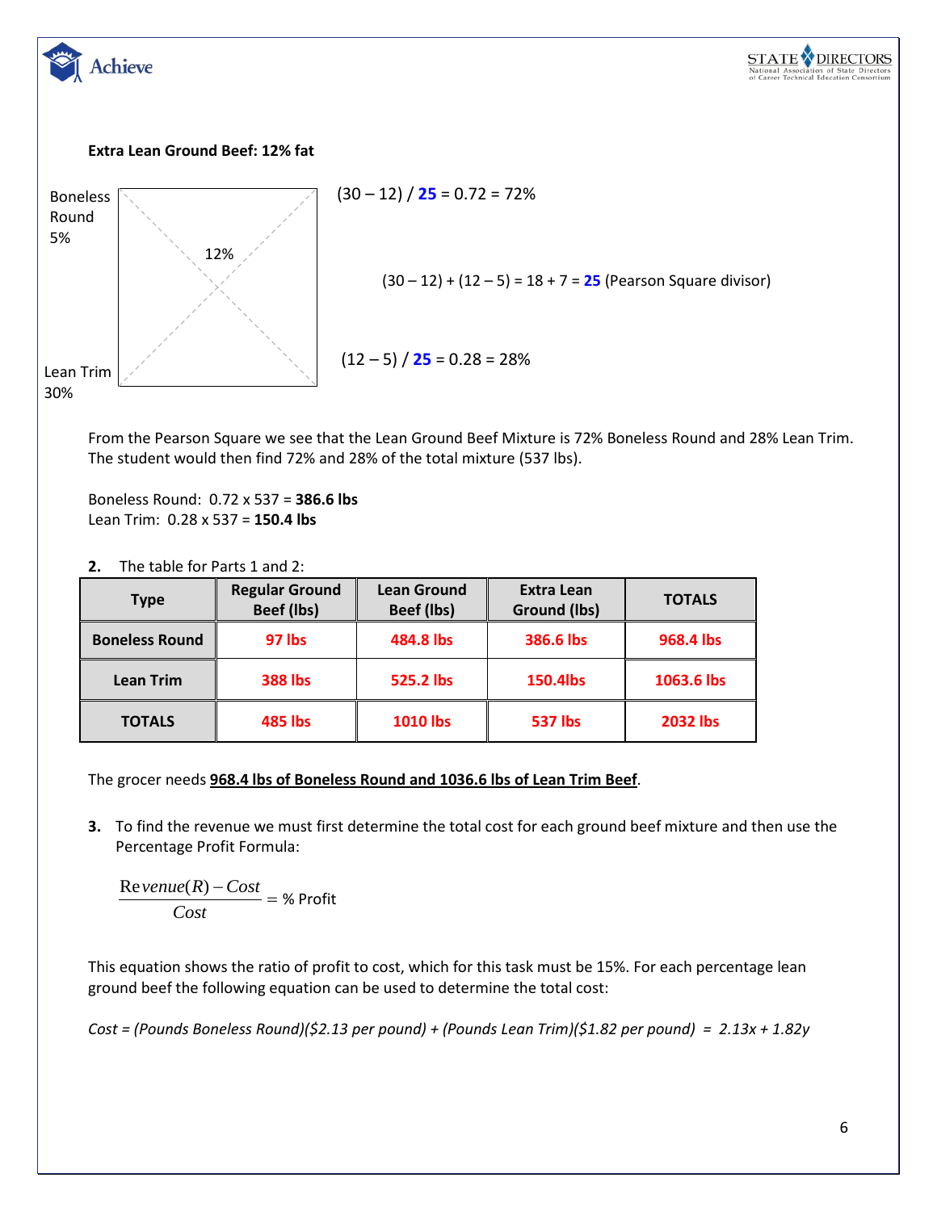**Extra Lean Ground Beef: 12% fat**

Boneless Round 5%

12%

Lean Trim 30%

(30 – 12) / **25** = 0.72 = 72%

(30 – 12) + (12 – 5) = 18 + 7 = **25** (Pearson Square divisor)

(12 – 5) / **25** = 0.28 = 28%

From the Pearson Square we see that the Lean Ground Beef Mixture is 72% Boneless Round and 28% Lean Trim. The student would then find 72% and 28% of the total mixture (537 lbs).

Boneless Round: 0.72 x 537 = **386.6 lbs**
Lean Trim: 0.28 x 537 = **150.4 lbs**

**2.** The table for Parts 1 and 2:

| Type | Regular Ground Beef (lbs) | Lean Ground Beef (lbs) | Extra Lean Ground (lbs) | TOTALS |
|---|---|---|---|---|
| **Boneless Round** | **97 lbs** | **484.8 lbs** | **386.6 lbs** | **968.4 lbs** |
| **Lean Trim** | **388 lbs** | **525.2 lbs** | **150.4lbs** | **1063.6 lbs** |
| **TOTALS** | **485 lbs** | **1010 lbs** | **537 lbs** | **2032 lbs** |

The grocer needs **968.4 lbs of Boneless Round and 1036.6 lbs of Lean Trim Beef**.

**3.** To find the revenue we must first determine the total cost for each ground beef mixture and then use the Percentage Profit Formula:

$$\frac{Revenue(R) - Cost}{Cost} = \text{\% Profit}$$

This equation shows the ratio of profit to cost, which for this task must be 15%. For each percentage lean ground beef the following equation can be used to determine the total cost:

*Cost = (Pounds Boneless Round)($2.13 per pound) + (Pounds Lean Trim)($1.82 per pound) = 2.13x + 1.82y*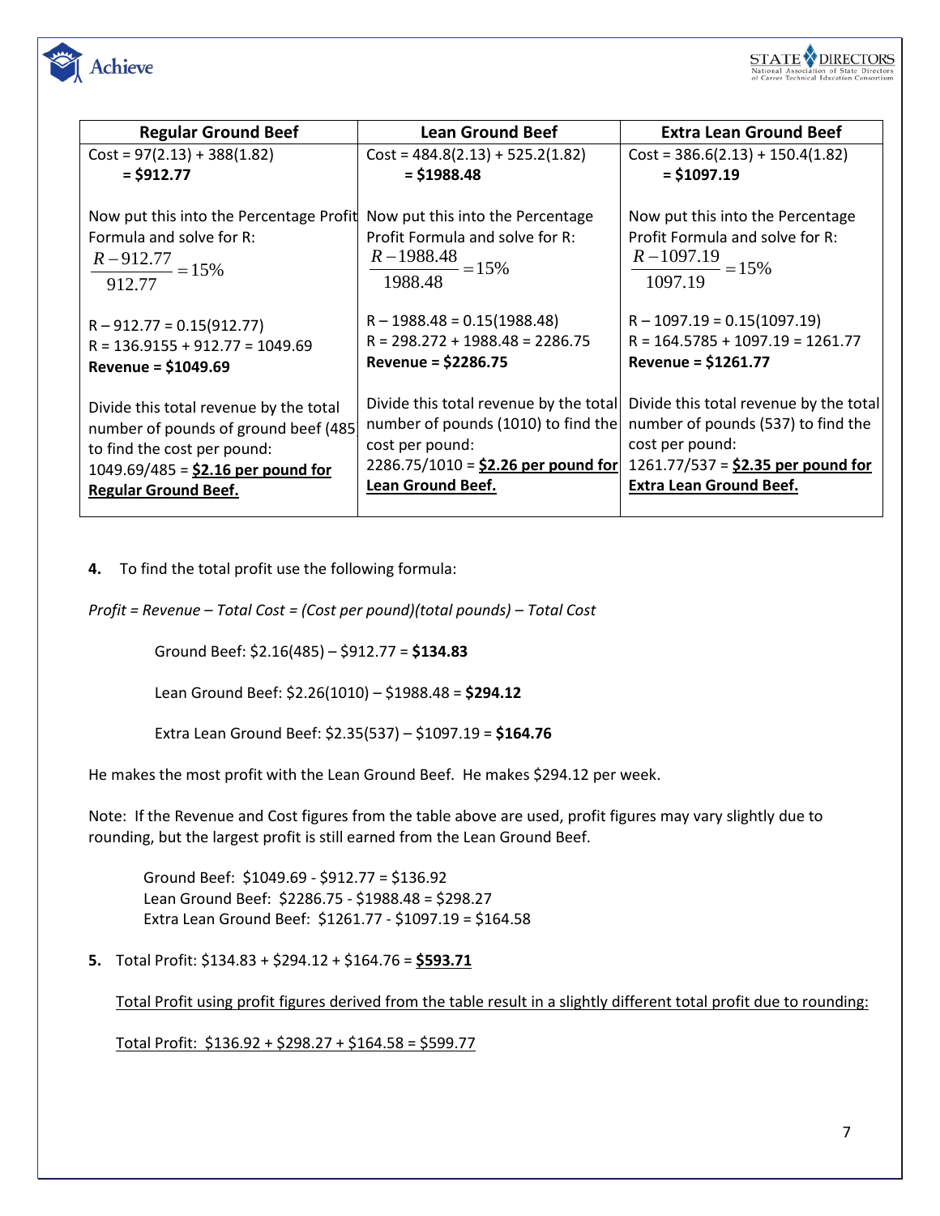| Regular Ground Beef | Lean Ground Beef | Extra Lean Ground Beef |
|---|---|---|
| Cost = 97(2.13) + 388(1.82)<br>**= $912.77**<br><br>Now put this into the Percentage Profit Formula and solve for R:<br>$\frac{R-912.77}{912.77}=15\%$<br><br>R – 912.77 = 0.15(912.77)<br>R = 136.9155 + 912.77 = 1049.69<br>**Revenue = $1049.69**<br><br>Divide this total revenue by the total number of pounds of ground beef (485) to find the cost per pound:<br>1049.69/485 = **<u>$2.16 per pound for Regular Ground Beef.</u>** | Cost = 484.8(2.13) + 525.2(1.82)<br>**= $1988.48**<br><br>Now put this into the Percentage Profit Formula and solve for R:<br>$\frac{R-1988.48}{1988.48}=15\%$<br><br>R – 1988.48 = 0.15(1988.48)<br>R = 298.272 + 1988.48 = 2286.75<br>**Revenue = $2286.75**<br><br>Divide this total revenue by the total number of pounds (1010) to find the cost per pound:<br>2286.75/1010 = **<u>$2.26 per pound for Lean Ground Beef.</u>** | Cost = 386.6(2.13) + 150.4(1.82)<br>**= $1097.19**<br><br>Now put this into the Percentage Profit Formula and solve for R:<br>$\frac{R-1097.19}{1097.19}=15\%$<br><br>R – 1097.19 = 0.15(1097.19)<br>R = 164.5785 + 1097.19 = 1261.77<br>**Revenue = $1261.77**<br><br>Divide this total revenue by the total number of pounds (537) to find the cost per pound:<br>1261.77/537 = **<u>$2.35 per pound for Extra Lean Ground Beef.</u>** |

**4.** To find the total profit use the following formula:

*Profit = Revenue – Total Cost = (Cost per pound)(total pounds) – Total Cost*

Ground Beef: $2.16(485) – $912.77 = **$134.83**

Lean Ground Beef: $2.26(1010) – $1988.48 = **$294.12**

Extra Lean Ground Beef: $2.35(537) – $1097.19 = **$164.76**

He makes the most profit with the Lean Ground Beef. He makes $294.12 per week.

Note: If the Revenue and Cost figures from the table above are used, profit figures may vary slightly due to rounding, but the largest profit is still earned from the Lean Ground Beef.

Ground Beef: $1049.69 - $912.77 = $136.92
Lean Ground Beef: $2286.75 - $1988.48 = $298.27
Extra Lean Ground Beef: $1261.77 - $1097.19 = $164.58

**5.** Total Profit: $134.83 + $294.12 + $164.76 = **<u>$593.71</u>**

<u>Total Profit using profit figures derived from the table result in a slightly different total profit due to rounding:</u>

<u>Total Profit: $136.92 + $298.27 + $164.58 = $599.77</u>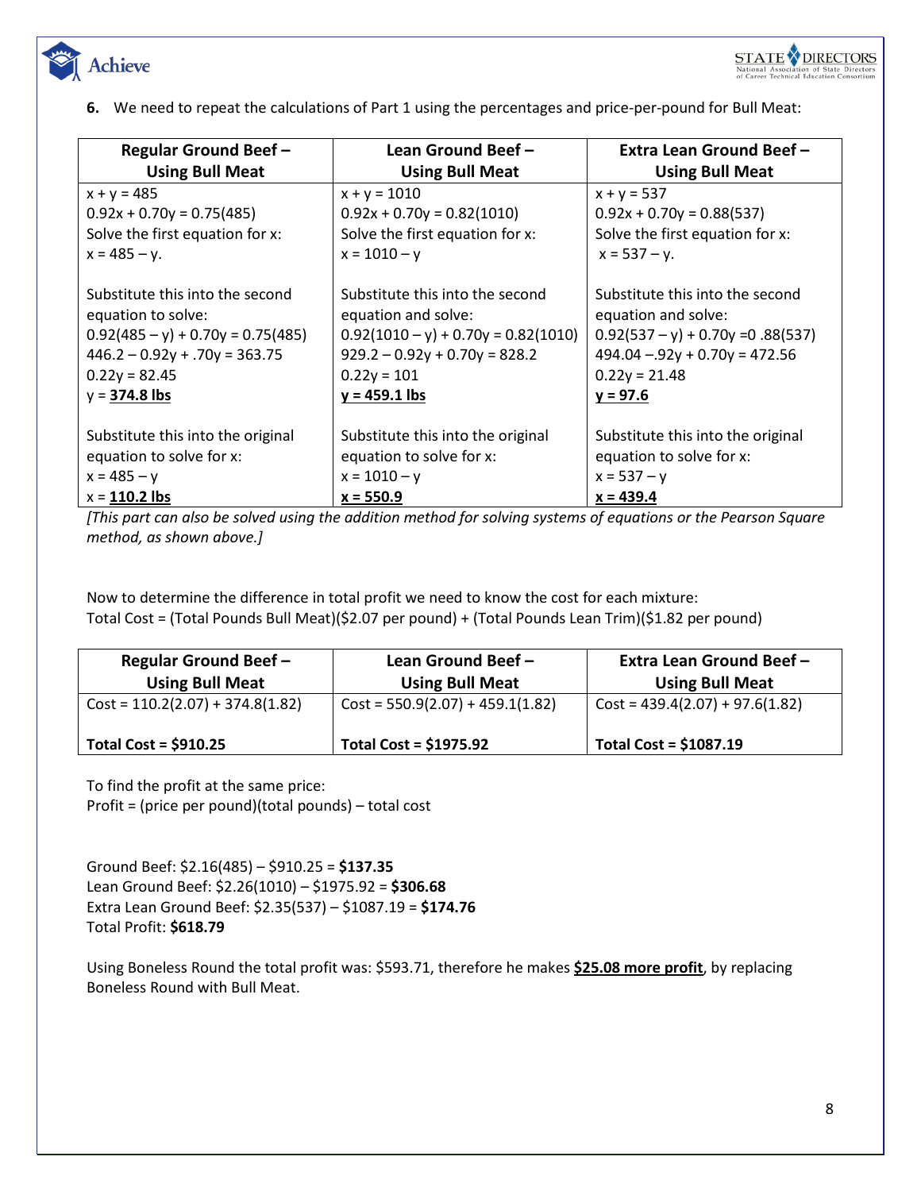6. We need to repeat the calculations of Part 1 using the percentages and price-per-pound for Bull Meat:

| Regular Ground Beef – Using Bull Meat | Lean Ground Beef – Using Bull Meat | Extra Lean Ground Beef – Using Bull Meat |
|---|---|---|
| $x + y = 485$<br>$0.92x + 0.70y = 0.75(485)$<br>Solve the first equation for x:<br>$x = 485 – y$.<br><br>Substitute this into the second equation to solve:<br>$0.92(485 – y) + 0.70y = 0.75(485)$<br>$446.2 – 0.92y + .70y = 363.75$<br>$0.22y = 82.45$<br>y = **<u>374.8 lbs</u>**<br><br>Substitute this into the original equation to solve for x:<br>$x = 485 – y$<br>x = **<u>110.2 lbs</u>** | $x + y = 1010$<br>$0.92x + 0.70y = 0.82(1010)$<br>Solve the first equation for x:<br>$x = 1010 – y$<br><br>Substitute this into the second equation and solve:<br>$0.92(1010 – y) + 0.70y = 0.82(1010)$<br>$929.2 – 0.92y + 0.70y = 828.2$<br>$0.22y = 101$<br>**<u>y = 459.1 lbs</u>**<br><br>Substitute this into the original equation to solve for x:<br>$x = 1010 – y$<br>**<u>x = 550.9</u>** | $x + y = 537$<br>$0.92x + 0.70y = 0.88(537)$<br>Solve the first equation for x:<br>$x = 537 – y$.<br><br>Substitute this into the second equation and solve:<br>0.92(537 – y) + 0.70y =0 .88(537)<br>494.04 –.92y + 0.70y = 472.56<br>$0.22y = 21.48$<br>**<u>y = 97.6</u>**<br><br>Substitute this into the original equation to solve for x:<br>$x = 537 – y$<br>**<u>x = 439.4</u>** |

*[This part can also be solved using the addition method for solving systems of equations or the Pearson Square method, as shown above.]*

Now to determine the difference in total profit we need to know the cost for each mixture:
Total Cost = (Total Pounds Bull Meat)($2.07 per pound) + (Total Pounds Lean Trim)($1.82 per pound)

| Regular Ground Beef – Using Bull Meat | Lean Ground Beef – Using Bull Meat | Extra Lean Ground Beef – Using Bull Meat |
|---|---|---|
| Cost = 110.2(2.07) + 374.8(1.82)<br><br>**Total Cost = $910.25** | Cost = 550.9(2.07) + 459.1(1.82)<br><br>**Total Cost = $1975.92** | Cost = 439.4(2.07) + 97.6(1.82)<br><br>**Total Cost = $1087.19** |

To find the profit at the same price:
Profit = (price per pound)(total pounds) – total cost

Ground Beef: $2.16(485) – $910.25 = **$137.35**
Lean Ground Beef: $2.26(1010) – $1975.92 = **$306.68**
Extra Lean Ground Beef: $2.35(537) – $1087.19 = **$174.76**
Total Profit: **$618.79**

Using Boneless Round the total profit was: $593.71, therefore he makes **<u>$25.08 more profit</u>**, by replacing Boneless Round with Bull Meat.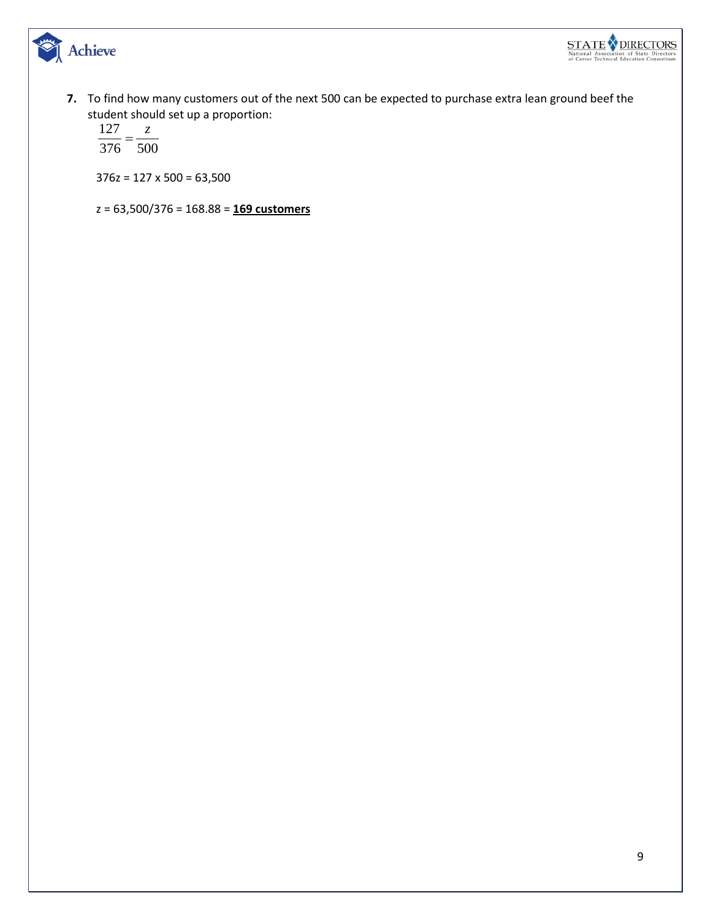7. To find how many customers out of the next 500 can be expected to purchase extra lean ground beef the student should set up a proportion:

$$\frac{127}{376} = \frac{z}{500}$$

$376z = 127 \times 500 = 63{,}500$

$z = 63{,}500/376 = 168.88 =$ **169 customers**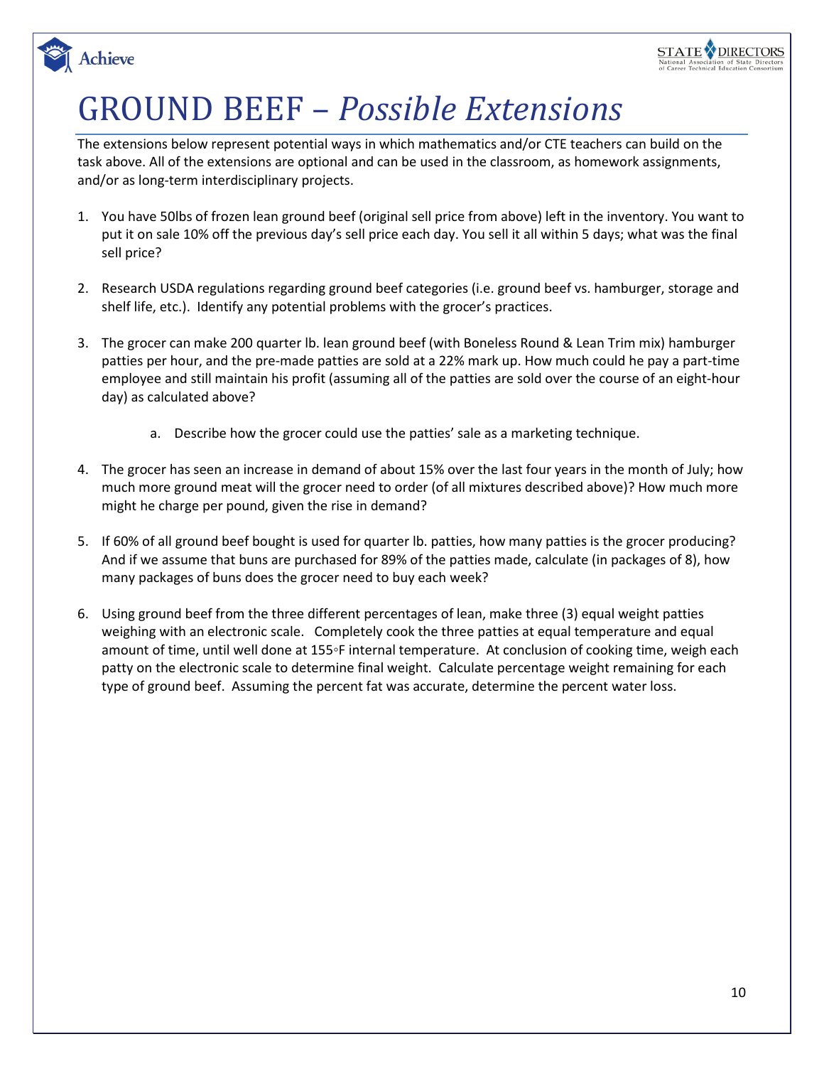# GROUND BEEF – *Possible Extensions*

The extensions below represent potential ways in which mathematics and/or CTE teachers can build on the task above. All of the extensions are optional and can be used in the classroom, as homework assignments, and/or as long-term interdisciplinary projects.

1. You have 50lbs of frozen lean ground beef (original sell price from above) left in the inventory. You want to put it on sale 10% off the previous day's sell price each day. You sell it all within 5 days; what was the final sell price?

2. Research USDA regulations regarding ground beef categories (i.e. ground beef vs. hamburger, storage and shelf life, etc.). Identify any potential problems with the grocer's practices.

3. The grocer can make 200 quarter lb. lean ground beef (with Boneless Round & Lean Trim mix) hamburger patties per hour, and the pre-made patties are sold at a 22% mark up. How much could he pay a part-time employee and still maintain his profit (assuming all of the patties are sold over the course of an eight-hour day) as calculated above?

    a. Describe how the grocer could use the patties' sale as a marketing technique.

4. The grocer has seen an increase in demand of about 15% over the last four years in the month of July; how much more ground meat will the grocer need to order (of all mixtures described above)? How much more might he charge per pound, given the rise in demand?

5. If 60% of all ground beef bought is used for quarter lb. patties, how many patties is the grocer producing? And if we assume that buns are purchased for 89% of the patties made, calculate (in packages of 8), how many packages of buns does the grocer need to buy each week?

6. Using ground beef from the three different percentages of lean, make three (3) equal weight patties weighing with an electronic scale. Completely cook the three patties at equal temperature and equal amount of time, until well done at 155◦F internal temperature. At conclusion of cooking time, weigh each patty on the electronic scale to determine final weight. Calculate percentage weight remaining for each type of ground beef. Assuming the percent fat was accurate, determine the percent water loss.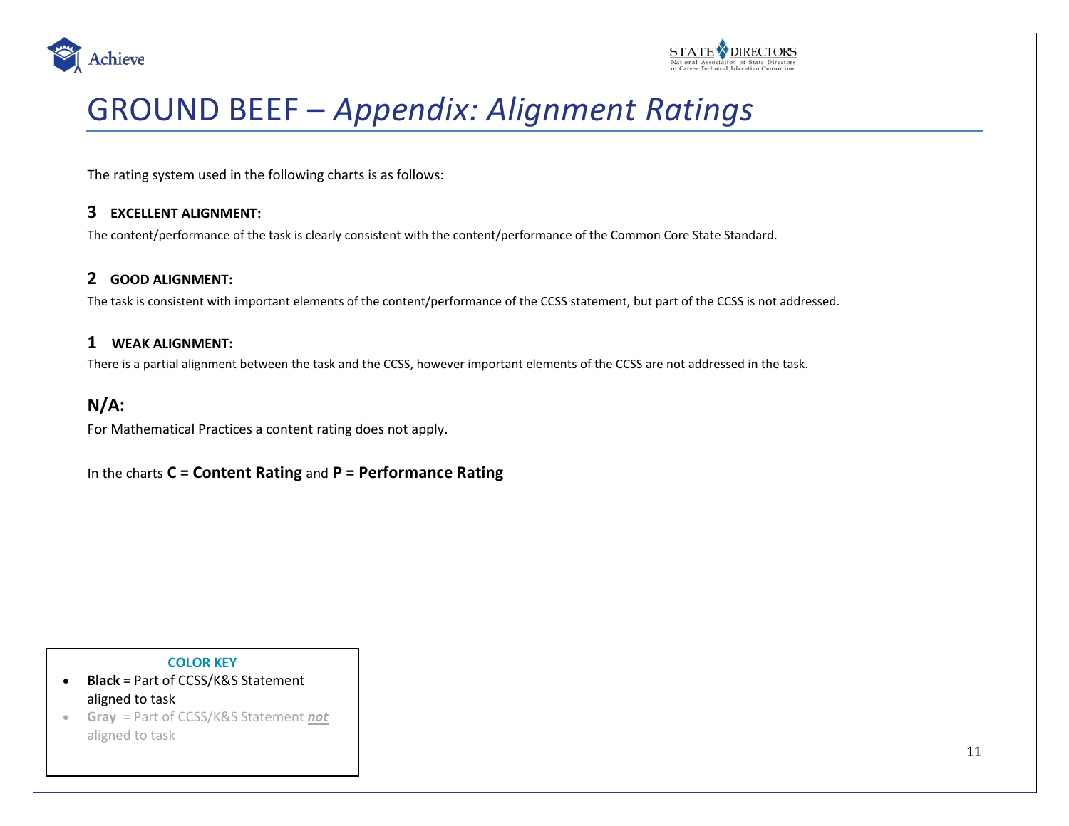# GROUND BEEF – *Appendix: Alignment Ratings*

The rating system used in the following charts is as follows:

### 3 EXCELLENT ALIGNMENT:

The content/performance of the task is clearly consistent with the content/performance of the Common Core State Standard.

### 2 GOOD ALIGNMENT:

The task is consistent with important elements of the content/performance of the CCSS statement, but part of the CCSS is not addressed.

### 1 WEAK ALIGNMENT:

There is a partial alignment between the task and the CCSS, however important elements of the CCSS are not addressed in the task.

### N/A:

For Mathematical Practices a content rating does not apply.

In the charts **C = Content Rating** and **P = Performance Rating**

**COLOR KEY**

- **Black** = Part of CCSS/K&S Statement aligned to task
- **Gray** = Part of CCSS/K&S Statement ***not*** aligned to task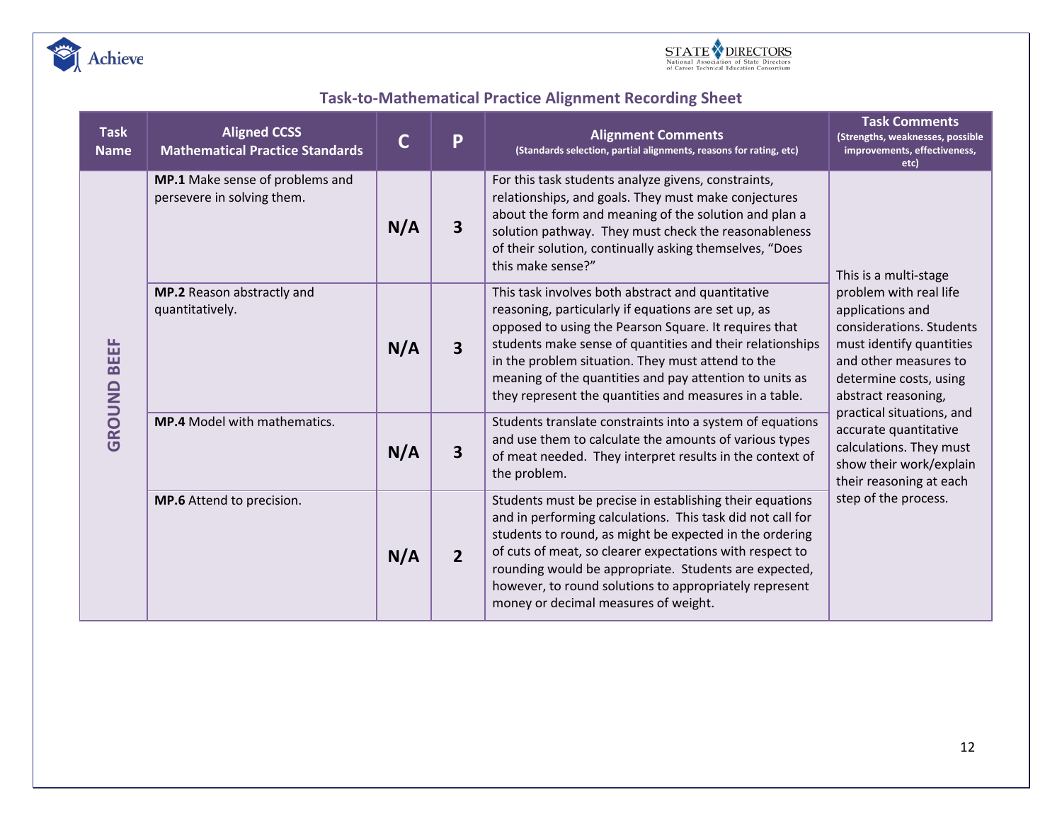## Task-to-Mathematical Practice Alignment Recording Sheet

| Task Name | Aligned CCSS Mathematical Practice Standards | C | P | Alignment Comments (Standards selection, partial alignments, reasons for rating, etc) | Task Comments (Strengths, weaknesses, possible improvements, effectiveness, etc) |
|---|---|---|---|---|---|
| GROUND BEEF | **MP.1** Make sense of problems and persevere in solving them. | N/A | 3 | For this task students analyze givens, constraints, relationships, and goals. They must make conjectures about the form and meaning of the solution and plan a solution pathway. They must check the reasonableness of their solution, continually asking themselves, "Does this make sense?" | This is a multi-stage problem with real life applications and considerations. Students must identify quantities and other measures to determine costs, using abstract reasoning, practical situations, and accurate quantitative calculations. They must show their work/explain their reasoning at each step of the process. |
| | **MP.2** Reason abstractly and quantitatively. | N/A | 3 | This task involves both abstract and quantitative reasoning, particularly if equations are set up, as opposed to using the Pearson Square. It requires that students make sense of quantities and their relationships in the problem situation. They must attend to the meaning of the quantities and pay attention to units as they represent the quantities and measures in a table. | |
| | **MP.4** Model with mathematics. | N/A | 3 | Students translate constraints into a system of equations and use them to calculate the amounts of various types of meat needed. They interpret results in the context of the problem. | |
| | **MP.6** Attend to precision. | N/A | 2 | Students must be precise in establishing their equations and in performing calculations. This task did not call for students to round, as might be expected in the ordering of cuts of meat, so clearer expectations with respect to rounding would be appropriate. Students are expected, however, to round solutions to appropriately represent money or decimal measures of weight. | |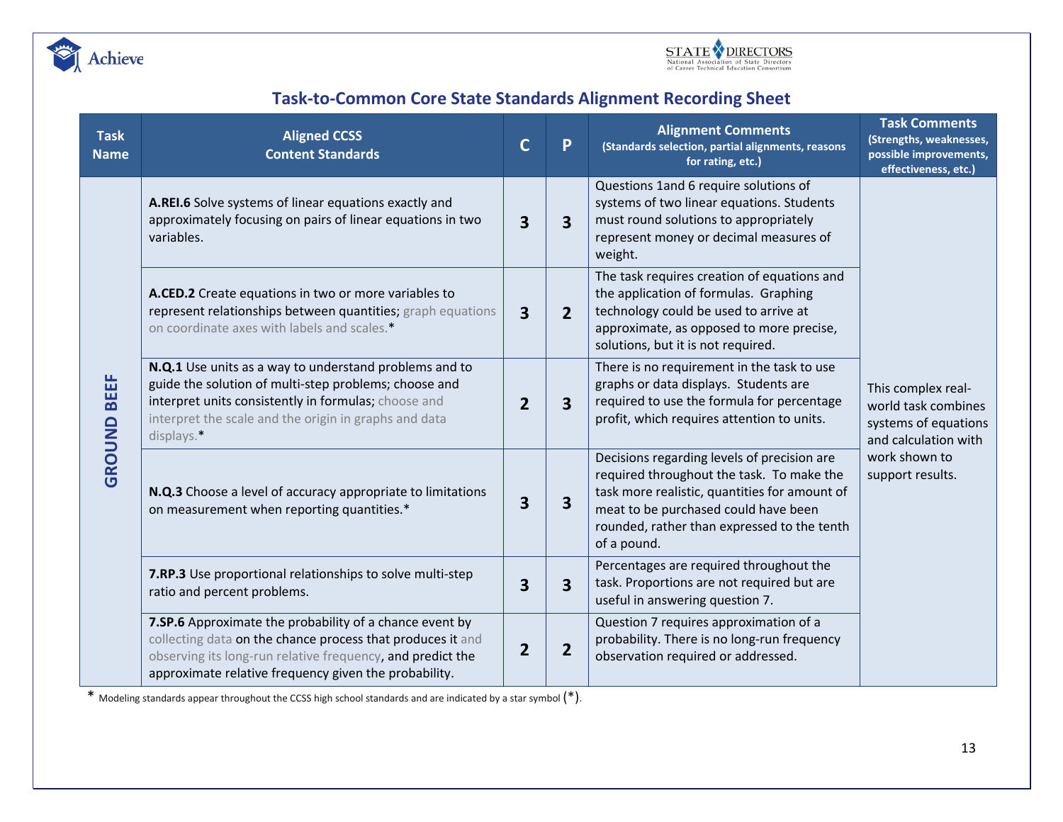## Task-to-Common Core State Standards Alignment Recording Sheet

| Task Name | Aligned CCSS Content Standards | C | P | Alignment Comments (Standards selection, partial alignments, reasons for rating, etc.) | Task Comments (Strengths, weaknesses, possible improvements, effectiveness, etc.) |
|---|---|---|---|---|---|
| GROUND BEEF | **A.REI.6** Solve systems of linear equations exactly and approximately focusing on pairs of linear equations in two variables. | 3 | 3 | Questions 1and 6 require solutions of systems of two linear equations. Students must round solutions to appropriately represent money or decimal measures of weight. | This complex real-world task combines systems of equations and calculation with work shown to support results. |
| | **A.CED.2** Create equations in two or more variables to represent relationships between quantities; graph equations on coordinate axes with labels and scales.* | 3 | 2 | The task requires creation of equations and the application of formulas. Graphing technology could be used to arrive at approximate, as opposed to more precise, solutions, but it is not required. | |
| | **N.Q.1** Use units as a way to understand problems and to guide the solution of multi-step problems; choose and interpret units consistently in formulas; choose and interpret the scale and the origin in graphs and data displays.* | 2 | 3 | There is no requirement in the task to use graphs or data displays. Students are required to use the formula for percentage profit, which requires attention to units. | |
| | **N.Q.3** Choose a level of accuracy appropriate to limitations on measurement when reporting quantities.* | 3 | 3 | Decisions regarding levels of precision are required throughout the task. To make the task more realistic, quantities for amount of meat to be purchased could have been rounded, rather than expressed to the tenth of a pound. | |
| | **7.RP.3** Use proportional relationships to solve multi-step ratio and percent problems. | 3 | 3 | Percentages are required throughout the task. Proportions are not required but are useful in answering question 7. | |
| | **7.SP.6** Approximate the probability of a chance event by collecting data on the chance process that produces it and observing its long-run relative frequency, and predict the approximate relative frequency given the probability. | 2 | 2 | Question 7 requires approximation of a probability. There is no long-run frequency observation required or addressed. | |

* Modeling standards appear throughout the CCSS high school standards and are indicated by a star symbol (*).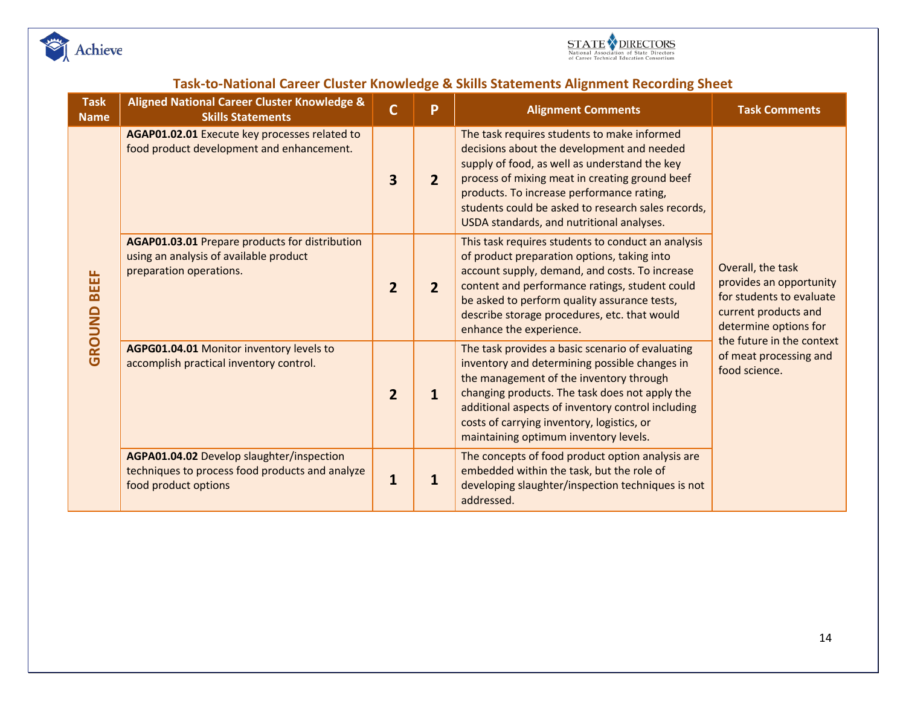## Task-to-National Career Cluster Knowledge & Skills Statements Alignment Recording Sheet

| Task Name | Aligned National Career Cluster Knowledge & Skills Statements | C | P | Alignment Comments | Task Comments |
|---|---|---|---|---|---|
| GROUND BEEF | **AGAP01.02.01** Execute key processes related to food product development and enhancement. | 3 | 2 | The task requires students to make informed decisions about the development and needed supply of food, as well as understand the key process of mixing meat in creating ground beef products. To increase performance rating, students could be asked to research sales records, USDA standards, and nutritional analyses. | Overall, the task provides an opportunity for students to evaluate current products and determine options for the future in the context of meat processing and food science. |
| | **AGAP01.03.01** Prepare products for distribution using an analysis of available product preparation operations. | 2 | 2 | This task requires students to conduct an analysis of product preparation options, taking into account supply, demand, and costs. To increase content and performance ratings, student could be asked to perform quality assurance tests, describe storage procedures, etc. that would enhance the experience. | |
| | **AGPG01.04.01** Monitor inventory levels to accomplish practical inventory control. | 2 | 1 | The task provides a basic scenario of evaluating inventory and determining possible changes in the management of the inventory through changing products. The task does not apply the additional aspects of inventory control including costs of carrying inventory, logistics, or maintaining optimum inventory levels. | |
| | **AGPA01.04.02** Develop slaughter/inspection techniques to process food products and analyze food product options | 1 | 1 | The concepts of food product option analysis are embedded within the task, but the role of developing slaughter/inspection techniques is not addressed. | |